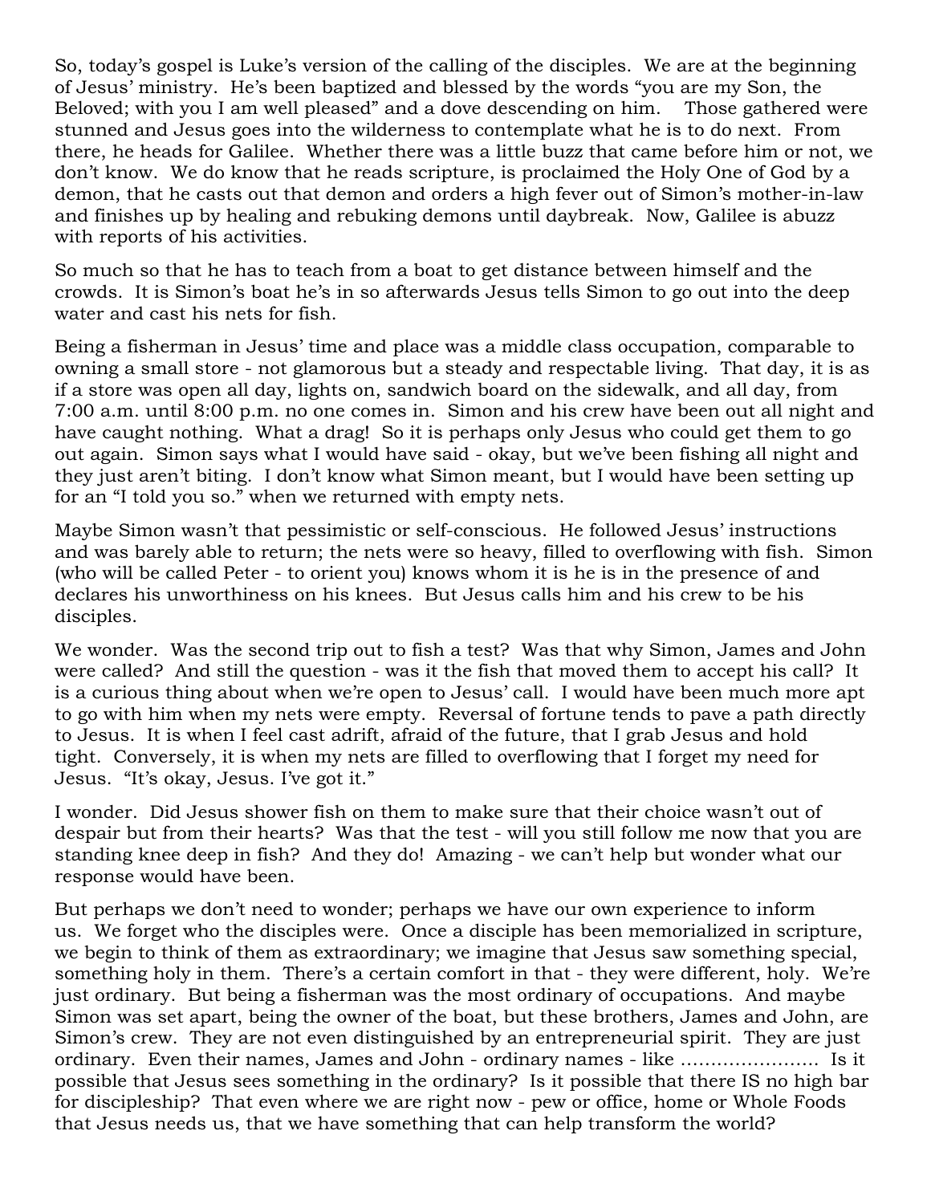So, today's gospel is Luke's version of the calling of the disciples. We are at the beginning of Jesus' ministry. He's been baptized and blessed by the words "you are my Son, the Beloved; with you I am well pleased" and a dove descending on him. Those gathered were stunned and Jesus goes into the wilderness to contemplate what he is to do next. From there, he heads for Galilee. Whether there was a little buzz that came before him or not, we don't know. We do know that he reads scripture, is proclaimed the Holy One of God by a demon, that he casts out that demon and orders a high fever out of Simon's mother-in-law and finishes up by healing and rebuking demons until daybreak. Now, Galilee is abuzz with reports of his activities.

So much so that he has to teach from a boat to get distance between himself and the crowds. It is Simon's boat he's in so afterwards Jesus tells Simon to go out into the deep water and cast his nets for fish.

Being a fisherman in Jesus' time and place was a middle class occupation, comparable to owning a small store - not glamorous but a steady and respectable living. That day, it is as if a store was open all day, lights on, sandwich board on the sidewalk, and all day, from 7:00 a.m. until 8:00 p.m. no one comes in. Simon and his crew have been out all night and have caught nothing. What a drag! So it is perhaps only Jesus who could get them to go out again. Simon says what I would have said - okay, but we've been fishing all night and they just aren't biting. I don't know what Simon meant, but I would have been setting up for an "I told you so." when we returned with empty nets.

Maybe Simon wasn't that pessimistic or self-conscious. He followed Jesus' instructions and was barely able to return; the nets were so heavy, filled to overflowing with fish. Simon (who will be called Peter - to orient you) knows whom it is he is in the presence of and declares his unworthiness on his knees. But Jesus calls him and his crew to be his disciples.

We wonder. Was the second trip out to fish a test? Was that why Simon, James and John were called? And still the question - was it the fish that moved them to accept his call? It is a curious thing about when we're open to Jesus' call. I would have been much more apt to go with him when my nets were empty. Reversal of fortune tends to pave a path directly to Jesus. It is when I feel cast adrift, afraid of the future, that I grab Jesus and hold tight. Conversely, it is when my nets are filled to overflowing that I forget my need for Jesus. "It's okay, Jesus. I've got it."

I wonder. Did Jesus shower fish on them to make sure that their choice wasn't out of despair but from their hearts? Was that the test - will you still follow me now that you are standing knee deep in fish? And they do! Amazing - we can't help but wonder what our response would have been.

But perhaps we don't need to wonder; perhaps we have our own experience to inform us. We forget who the disciples were. Once a disciple has been memorialized in scripture, we begin to think of them as extraordinary; we imagine that Jesus saw something special, something holy in them. There's a certain comfort in that - they were different, holy. We're just ordinary. But being a fisherman was the most ordinary of occupations. And maybe Simon was set apart, being the owner of the boat, but these brothers, James and John, are Simon's crew. They are not even distinguished by an entrepreneurial spirit. They are just ordinary. Even their names, James and John - ordinary names - like ………………….. Is it possible that Jesus sees something in the ordinary? Is it possible that there IS no high bar for discipleship? That even where we are right now - pew or office, home or Whole Foods that Jesus needs us, that we have something that can help transform the world?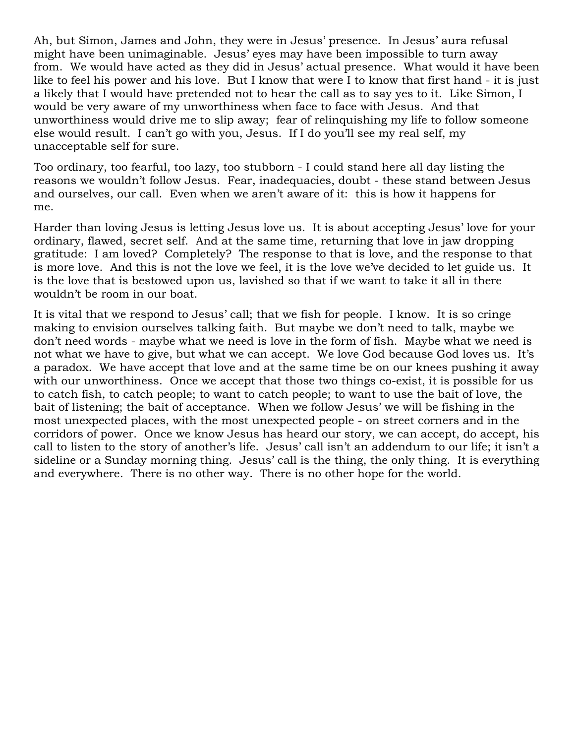Ah, but Simon, James and John, they were in Jesus' presence. In Jesus' aura refusal might have been unimaginable. Jesus' eyes may have been impossible to turn away from. We would have acted as they did in Jesus' actual presence. What would it have been like to feel his power and his love. But I know that were I to know that first hand - it is just a likely that I would have pretended not to hear the call as to say yes to it. Like Simon, I would be very aware of my unworthiness when face to face with Jesus. And that unworthiness would drive me to slip away; fear of relinquishing my life to follow someone else would result. I can't go with you, Jesus. If I do you'll see my real self, my unacceptable self for sure.

Too ordinary, too fearful, too lazy, too stubborn - I could stand here all day listing the reasons we wouldn't follow Jesus. Fear, inadequacies, doubt - these stand between Jesus and ourselves, our call. Even when we aren't aware of it: this is how it happens for me.

Harder than loving Jesus is letting Jesus love us. It is about accepting Jesus' love for your ordinary, flawed, secret self. And at the same time, returning that love in jaw dropping gratitude: I am loved? Completely? The response to that is love, and the response to that is more love. And this is not the love we feel, it is the love we've decided to let guide us. It is the love that is bestowed upon us, lavished so that if we want to take it all in there wouldn't be room in our boat.

It is vital that we respond to Jesus' call; that we fish for people. I know. It is so cringe making to envision ourselves talking faith. But maybe we don't need to talk, maybe we don't need words - maybe what we need is love in the form of fish. Maybe what we need is not what we have to give, but what we can accept. We love God because God loves us. It's a paradox. We have accept that love and at the same time be on our knees pushing it away with our unworthiness. Once we accept that those two things co-exist, it is possible for us to catch fish, to catch people; to want to catch people; to want to use the bait of love, the bait of listening; the bait of acceptance. When we follow Jesus' we will be fishing in the most unexpected places, with the most unexpected people - on street corners and in the corridors of power. Once we know Jesus has heard our story, we can accept, do accept, his call to listen to the story of another's life. Jesus' call isn't an addendum to our life; it isn't a sideline or a Sunday morning thing. Jesus' call is the thing, the only thing. It is everything and everywhere. There is no other way. There is no other hope for the world.